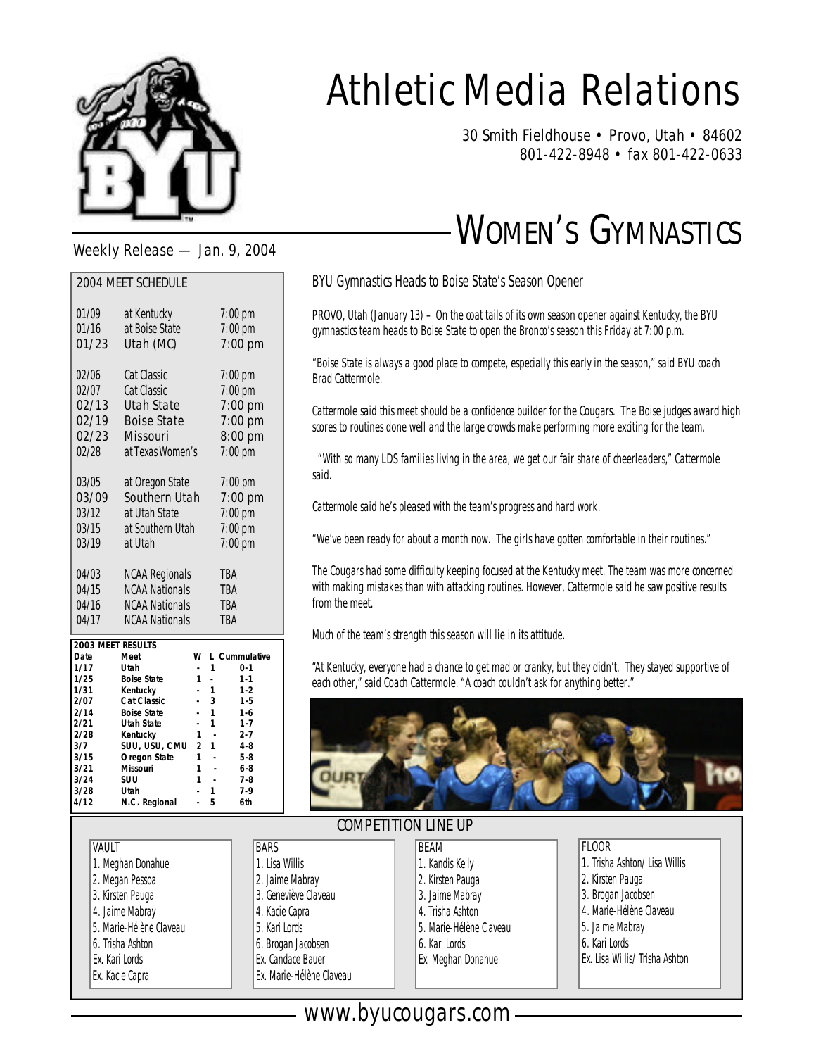# Athletic Media Relations

30 Smith Fieldhouse • Provo, Utah • 84602
801-422-8948 • fax 801-422-0633

Weekly Release — Jan. 9, 2004

# WOMEN'S GYMNASTICS

## 2004 MEET SCHEDULE

| Date | Opponent | Time |
|---|---|---|
| 01/09 | at Kentucky | 7:00 pm |
| 01/16 | at Boise State | 7:00 pm |
| 01/23 | Utah (MC) | 7:00 pm |
| 02/06 | Cat Classic | 7:00 pm |
| 02/07 | Cat Classic | 7:00 pm |
| 02/13 | Utah State | 7:00 pm |
| 02/19 | Boise State | 7:00 pm |
| 02/23 | Missouri | 8:00 pm |
| 02/28 | at Texas Women's | 7:00 pm |
| 03/05 | at Oregon State | 7:00 pm |
| 03/09 | Southern Utah | 7:00 pm |
| 03/12 | at Utah State | 7:00 pm |
| 03/15 | at Southern Utah | 7:00 pm |
| 03/19 | at Utah | 7:00 pm |
| 04/03 | NCAA Regionals | TBA |
| 04/15 | NCAA Nationals | TBA |
| 04/16 | NCAA Nationals | TBA |
| 04/17 | NCAA Nationals | TBA |

## 2003 MEET RESULTS

| Date | Meet | W | L | Cummulative |
|---|---|---|---|---|
| 1/17 | Utah | - | 1 | 0-1 |
| 1/25 | Boise State | 1 | - | 1-1 |
| 1/31 | Kentucky | - | 1 | 1-2 |
| 2/07 | Cat Classic | - | 3 | 1-5 |
| 2/14 | Boise State | - | 1 | 1-6 |
| 2/21 | Utah State | - | 1 | 1-7 |
| 2/28 | Kentucky | 1 | - | 2-7 |
| 3/7 | SUU, USU, CMU | 2 | 1 | 4-8 |
| 3/15 | Oregon State | 1 | - | 5-8 |
| 3/21 | Missouri | 1 | - | 6-8 |
| 3/24 | SUU | 1 | - | 7-8 |
| 3/28 | Utah | - | 1 | 7-9 |
| 4/12 | N.C. Regional | - | 5 | 6th |

## BYU Gymnastics Heads to Boise State's Season Opener

PROVO, Utah (January 13) – On the coat tails of its own season opener against Kentucky, the BYU gymnastics team heads to Boise State to open the Bronco's season this Friday at 7:00 p.m.

"Boise State is always a good place to compete, especially this early in the season," said BYU coach Brad Cattermole.

Cattermole said this meet should be a confidence builder for the Cougars. The Boise judges award high scores to routines done well and the large crowds make performing more exciting for the team.

"With so many LDS families living in the area, we get our fair share of cheerleaders," Cattermole said.

Cattermole said he's pleased with the team's progress and hard work.

"We've been ready for about a month now. The girls have gotten comfortable in their routines."

The Cougars had some difficulty keeping focused at the Kentucky meet. The team was more concerned with making mistakes than with attacking routines. However, Cattermole said he saw positive results from the meet.

Much of the team's strength this season will lie in its attitude.

"At Kentucky, everyone had a chance to get mad or cranky, but they didn't. They stayed supportive of each other," said Coach Cattermole. "A coach couldn't ask for anything better."

## COMPETITION LINE UP

| VAULT | BARS | BEAM | FLOOR |
|---|---|---|---|
| 1. Meghan Donahue | 1. Lisa Willis | 1. Kandis Kelly | 1. Trisha Ashton/ Lisa Willis |
| 2. Megan Pessoa | 2. Jaime Mabray | 2. Kirsten Pauga | 2. Kirsten Pauga |
| 3. Kirsten Pauga | 3. Geneviève Claveau | 3. Jaime Mabray | 3. Brogan Jacobsen |
| 4. Jaime Mabray | 4. Kacie Capra | 4. Trisha Ashton | 4. Marie-Hélène Claveau |
| 5. Marie-Hélène Claveau | 5. Kari Lords | 5. Marie-Hélène Claveau | 5. Jaime Mabray |
| 6. Trisha Ashton | 6. Brogan Jacobsen | 6. Kari Lords | 6. Kari Lords |
| Ex. Kari Lords | Ex. Candace Bauer | Ex. Meghan Donahue | Ex. Lisa Willis/ Trisha Ashton |
| Ex. Kacie Capra | Ex. Marie-Hélène Claveau | | |

www.byucougars.com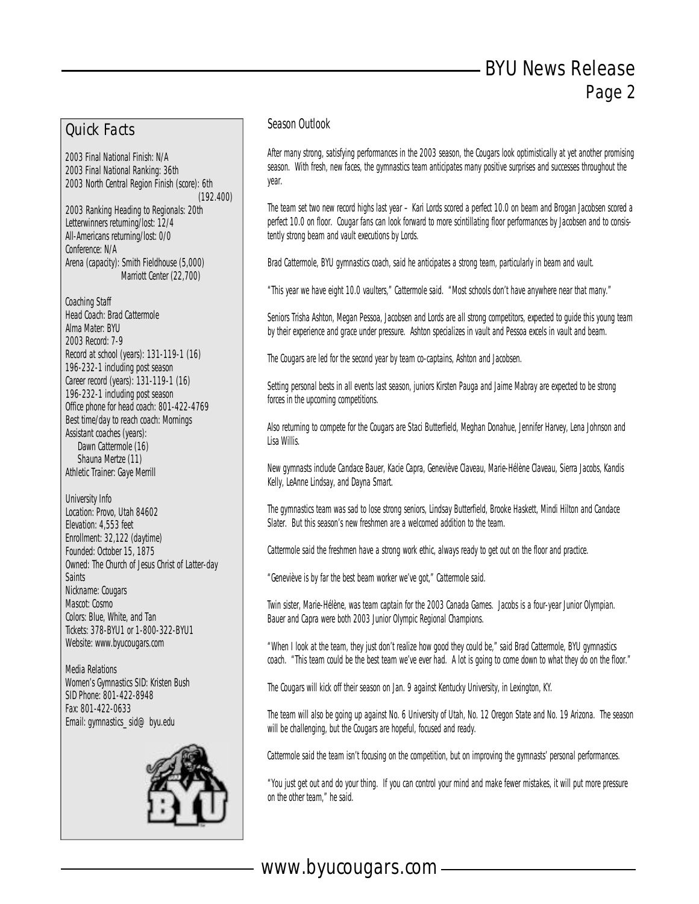## Quick Facts

2003 Final National Finish: N/A
2003 Final National Ranking: 36th
2003 North Central Region Finish (score): 6th (192.400)
2003 Ranking Heading to Regionals: 20th
Letterwinners returning/lost: 12/4
All-Americans returning/lost: 0/0
Conference: N/A
Arena (capacity): Smith Fieldhouse (5,000)
Marriott Center (22,700)

Coaching Staff
Head Coach: Brad Cattermole
Alma Mater: BYU
2003 Record: 7-9
Record at school (years): 131-119-1 (16)
196-232-1 including post season
Career record (years): 131-119-1 (16)
196-232-1 including post season
Office phone for head coach: 801-422-4769
Best time/day to reach coach: Mornings
Assistant coaches (years):
Dawn Cattermole (16)
Shauna Mertze (11)
Athletic Trainer: Gaye Merrill

University Info
Location: Provo, Utah 84602
Elevation: 4,553 feet
Enrollment: 32,122 (daytime)
Founded: October 15, 1875
Owned: The Church of Jesus Christ of Latter-day Saints
Nickname: Cougars
Mascot: Cosmo
Colors: Blue, White, and Tan
Tickets: 378-BYU1 or 1-800-322-BYU1
Website: www.byucougars.com

Media Relations
Women's Gymnastics SID: Kristen Bush
SID Phone: 801-422-8948
Fax: 801-422-0633
Email: gymnastics_sid@ byu.edu

## Season Outlook

After many strong, satisfying performances in the 2003 season, the Cougars look optimistically at yet another promising season. With fresh, new faces, the gymnastics team anticipates many positive surprises and successes throughout the year.

The team set two new record highs last year – Kari Lords scored a perfect 10.0 on beam and Brogan Jacobsen scored a perfect 10.0 on floor. Cougar fans can look forward to more scintillating floor performances by Jacobsen and to consistently strong beam and vault executions by Lords.

Brad Cattermole, BYU gymnastics coach, said he anticipates a strong team, particularly in beam and vault.

"This year we have eight 10.0 vaulters," Cattermole said. "Most schools don't have anywhere near that many."

Seniors Trisha Ashton, Megan Pessoa, Jacobsen and Lords are all strong competitors, expected to guide this young team by their experience and grace under pressure. Ashton specializes in vault and Pessoa excels in vault and beam.

The Cougars are led for the second year by team co-captains, Ashton and Jacobsen.

Setting personal bests in all events last season, juniors Kirsten Pauga and Jaime Mabray are expected to be strong forces in the upcoming competitions.

Also returning to compete for the Cougars are Staci Butterfield, Meghan Donahue, Jennifer Harvey, Lena Johnson and Lisa Willis.

New gymnasts include Candace Bauer, Kacie Capra, Geneviève Claveau, Marie-Hélène Claveau, Sierra Jacobs, Kandis Kelly, LeAnne Lindsay, and Dayna Smart.

The gymnastics team was sad to lose strong seniors, Lindsay Butterfield, Brooke Haskett, Mindi Hilton and Candace Slater. But this season's new freshmen are a welcomed addition to the team.

Cattermole said the freshmen have a strong work ethic, always ready to get out on the floor and practice.

"Geneviève is by far the best beam worker we've got," Cattermole said.

Twin sister, Marie-Hélène, was team captain for the 2003 Canada Games. Jacobs is a four-year Junior Olympian. Bauer and Capra were both 2003 Junior Olympic Regional Champions.

"When I look at the team, they just don't realize how good they could be," said Brad Cattermole, BYU gymnastics coach. "This team could be the best team we've ever had. A lot is going to come down to what they do on the floor."

The Cougars will kick off their season on Jan. 9 against Kentucky University, in Lexington, KY.

The team will also be going up against No. 6 University of Utah, No. 12 Oregon State and No. 19 Arizona. The season will be challenging, but the Cougars are hopeful, focused and ready.

Cattermole said the team isn't focusing on the competition, but on improving the gymnasts' personal performances.

"You just get out and do your thing. If you can control your mind and make fewer mistakes, it will put more pressure on the other team," he said.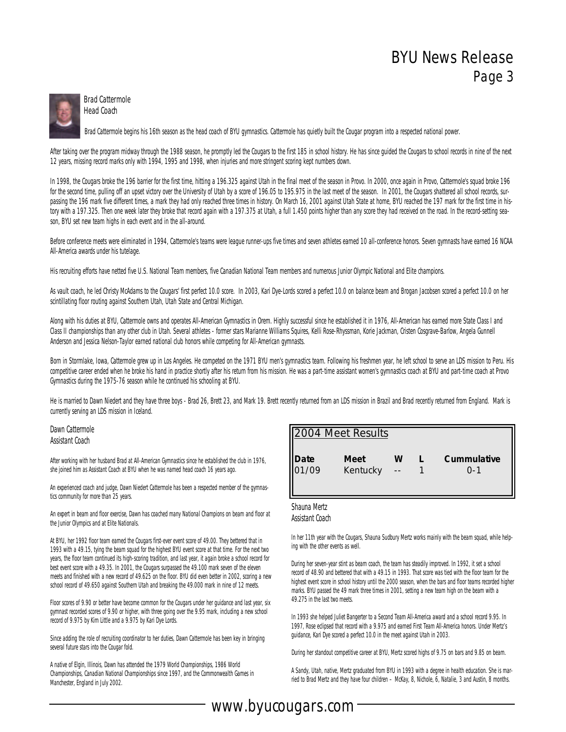## Brad Cattermole
Head Coach

Brad Cattermole begins his 16th season as the head coach of BYU gymnastics. Cattermole has quietly built the Cougar program into a respected national power.

After taking over the program midway through the 1988 season, he promptly led the Cougars to the first 185 in school history. He has since guided the Cougars to school records in nine of the next 12 years, missing record marks only with 1994, 1995 and 1998, when injuries and more stringent scoring kept numbers down.

In 1998, the Cougars broke the 196 barrier for the first time, hitting a 196.325 against Utah in the final meet of the season in Provo. In 2000, once again in Provo, Cattermole's squad broke 196 for the second time, pulling off an upset victory over the University of Utah by a score of 196.05 to 195.975 in the last meet of the season. In 2001, the Cougars shattered all school records, surpassing the 196 mark five different times, a mark they had only reached three times in history. On March 16, 2001 against Utah State at home, BYU reached the 197 mark for the first time in history with a 197.325. Then one week later they broke that record again with a 197.375 at Utah, a full 1.450 points higher than any score they had received on the road. In the record-setting season, BYU set new team highs in each event and in the all-around.

Before conference meets were eliminated in 1994, Cattermole's teams were league runner-ups five times and seven athletes earned 10 all-conference honors. Seven gymnasts have earned 16 NCAA All-America awards under his tutelage.

His recruiting efforts have netted five U.S. National Team members, five Canadian National Team members and numerous Junior Olympic National and Elite champions.

As vault coach, he led Christy McAdams to the Cougars' first perfect 10.0 score. In 2003, Kari Dye-Lords scored a perfect 10.0 on balance beam and Brogan Jacobsen scored a perfect 10.0 on her scintillating floor routing against Southern Utah, Utah State and Central Michigan.

Along with his duties at BYU, Cattermole owns and operates All-American Gymnastics in Orem. Highly successful since he established it in 1976, All-American has earned more State Class I and Class II championships than any other club in Utah. Several athletes - former stars Marianne Williams Squires, Kelli Rose-Rhyssman, Korie Jackman, Cristen Cosgrave-Barlow, Angela Gunnell Anderson and Jessica Nelson-Taylor earned national club honors while competing for All-American gymnasts.

Born in Stormlake, Iowa, Cattermole grew up in Los Angeles. He competed on the 1971 BYU men's gymnastics team. Following his freshmen year, he left school to serve an LDS mission to Peru. His competitive career ended when he broke his hand in practice shortly after his return from his mission. He was a part-time assistant women's gymnastics coach at BYU and part-time coach at Provo Gymnastics during the 1975-76 season while he continued his schooling at BYU.

He is married to Dawn Niedert and they have three boys - Brad 26, Brett 23, and Mark 19. Brett recently returned from an LDS mission in Brazil and Brad recently returned from England. Mark is currently serving an LDS mission in Iceland.

## Dawn Cattermole
Assistant Coach

After working with her husband Brad at All-American Gymnastics since he established the club in 1976, she joined him as Assistant Coach at BYU when he was named head coach 16 years ago.

An experienced coach and judge, Dawn Niedert Cattermole has been a respected member of the gymnastics community for more than 25 years.

An expert in beam and floor exercise, Dawn has coached many National Champions on beam and floor at the Junior Olympics and at Elite Nationals.

At BYU, her 1992 floor team earned the Cougars first-ever event score of 49.00. They bettered that in 1993 with a 49.15, tying the beam squad for the highest BYU event score at that time. For the next two years, the floor team continued its high-scoring tradition, and last year, it again broke a school record for best event score with a 49.35. In 2001, the Cougars surpassed the 49.100 mark seven of the eleven meets and finished with a new record of 49.625 on the floor. BYU did even better in 2002, scoring a new school record of 49.650 against Southern Utah and breaking the 49.000 mark in nine of 12 meets.

Floor scores of 9.90 or better have become common for the Cougars under her guidance and last year, six gymnast recorded scores of 9.90 or higher, with three going over the 9.95 mark, including a new school record of 9.975 by Kim Little and a 9.975 by Kari Dye Lords.

Since adding the role of recruiting coordinator to her duties, Dawn Cattermole has been key in bringing several future stars into the Cougar fold.

A native of Elgin, Illinois, Dawn has attended the 1979 World Championships, 1986 World Championships, Canadian National Championships since 1997, and the Commonwealth Games in Manchester, England in July 2002.

## 2004 Meet Results

| Date | Meet | W | L | Cummulative |
|---|---|---|---|---|
| 01/09 | Kentucky | -- | 1 | 0-1 |

## Shauna Mertz
Assistant Coach

In her 11th year with the Cougars, Shauna Sudbury Mertz works mainly with the beam squad, while helping with the other events as well.

During her seven-year stint as beam coach, the team has steadily improved. In 1992, it set a school record of 48.90 and bettered that with a 49.15 in 1993. That score was tied with the floor team for the highest event score in school history until the 2000 season, when the bars and floor teams recorded higher marks. BYU passed the 49 mark three times in 2001, setting a new team high on the beam with a 49.275 in the last two meets.

In 1993 she helped Juliet Bangerter to a Second Team All-America award and a school record 9.95. In 1997, Rose eclipsed that record with a 9.975 and earned First Team All-America honors. Under Mertz's guidance, Kari Dye scored a perfect 10.0 in the meet against Utah in 2003.

During her standout competitive career at BYU, Mertz scored highs of 9.75 on bars and 9.85 on beam.

A Sandy, Utah, native, Mertz graduated from BYU in 1993 with a degree in health education. She is married to Brad Mertz and they have four children – McKay, 8, Nichole, 6, Natalie, 3 and Austin, 8 months.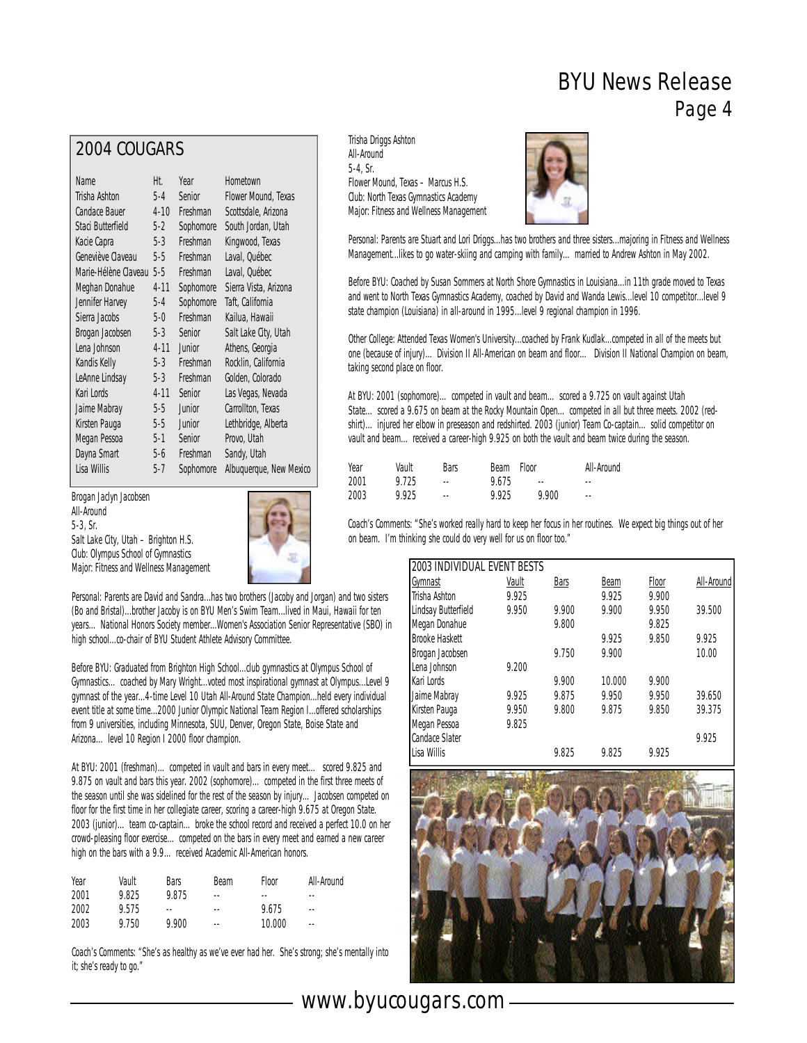# BYU News Release

## 2004 COUGARS

| Name | Ht. | Year | Hometown |
|---|---|---|---|
| Trisha Ashton | 5-4 | Senior | Flower Mound, Texas |
| Candace Bauer | 4-10 | Freshman | Scottsdale, Arizona |
| Staci Butterfield | 5-2 | Sophomore | South Jordan, Utah |
| Kacie Capra | 5-3 | Freshman | Kingwood, Texas |
| Geneviève Claveau | 5-5 | Freshman | Laval, Québec |
| Marie-Hélène Claveau | 5-5 | Freshman | Laval, Québec |
| Meghan Donahue | 4-11 | Sophomore | Sierra Vista, Arizona |
| Jennifer Harvey | 5-4 | Sophomore | Taft, California |
| Sierra Jacobs | 5-0 | Freshman | Kailua, Hawaii |
| Brogan Jacobsen | 5-3 | Senior | Salt Lake City, Utah |
| Lena Johnson | 4-11 | Junior | Athens, Georgia |
| Kandis Kelly | 5-3 | Freshman | Rocklin, California |
| LeAnne Lindsay | 5-3 | Freshman | Golden, Colorado |
| Kari Lords | 4-11 | Senior | Las Vegas, Nevada |
| Jaime Mabray | 5-5 | Junior | Carrollton, Texas |
| Kirsten Pauga | 5-5 | Junior | Lethbridge, Alberta |
| Megan Pessoa | 5-1 | Senior | Provo, Utah |
| Dayna Smart | 5-6 | Freshman | Sandy, Utah |
| Lisa Willis | 5-7 | Sophomore | Albuquerque, New Mexico |

Brogan Jaclyn Jacobsen
All-Around
5-3, Sr.
Salt Lake City, Utah – Brighton H.S.
Club: Olympus School of Gymnastics
Major: Fitness and Wellness Management

Personal: Parents are David and Sandra...has two brothers (Jacoby and Jorgan) and two sisters (Bo and Bristal)...brother Jacoby is on BYU Men's Swim Team...lived in Maui, Hawaii for ten years... National Honors Society member...Women's Association Senior Representative (SBO) in high school...co-chair of BYU Student Athlete Advisory Committee.

Before BYU: Graduated from Brighton High School...club gymnastics at Olympus School of Gymnastics... coached by Mary Wright...voted most inspirational gymnast at Olympus...Level 9 gymnast of the year...4-time Level 10 Utah All-Around State Champion...held every individual event title at some time...2000 Junior Olympic National Team Region I...offered scholarships from 9 universities, including Minnesota, SUU, Denver, Oregon State, Boise State and Arizona... level 10 Region I 2000 floor champion.

At BYU: 2001 (freshman)... competed in vault and bars in every meet... scored 9.825 and 9.875 on vault and bars this year. 2002 (sophomore)... competed in the first three meets of the season until she was sidelined for the rest of the season by injury... Jacobsen competed on floor for the first time in her collegiate career, scoring a career-high 9.675 at Oregon State. 2003 (junior)... team co-captain... broke the school record and received a perfect 10.0 on her crowd-pleasing floor exercise... competed on the bars in every meet and earned a new career high on the bars with a 9.9... received Academic All-American honors.

| Year | Vault | Bars | Beam | Floor | All-Around |
|---|---|---|---|---|---|
| 2001 | 9.825 | 9.875 | -- | -- | -- |
| 2002 | 9.575 | -- | -- | 9.675 | -- |
| 2003 | 9.750 | 9.900 | -- | 10.000 | -- |

Coach's Comments: "She's as healthy as we've ever had her. She's strong; she's mentally into it; she's ready to go."

Trisha Driggs Ashton
All-Around
5-4, Sr.
Flower Mound, Texas – Marcus H.S.
Club: North Texas Gymnastics Academy
Major: Fitness and Wellness Management

Personal: Parents are Stuart and Lori Driggs...has two brothers and three sisters...majoring in Fitness and Wellness Management...likes to go water-skiing and camping with family... married to Andrew Ashton in May 2002.

Before BYU: Coached by Susan Sommers at North Shore Gymnastics in Louisiana...in 11th grade moved to Texas and went to North Texas Gymnastics Academy, coached by David and Wanda Lewis...level 10 competitor...level 9 state champion (Louisiana) in all-around in 1995...level 9 regional champion in 1996.

Other College: Attended Texas Women's University...coached by Frank Kudlak...competed in all of the meets but one (because of injury)... Division II All-American on beam and floor... Division II National Champion on beam, taking second place on floor.

At BYU: 2001 (sophomore)... competed in vault and beam... scored a 9.725 on vault against Utah State... scored a 9.675 on beam at the Rocky Mountain Open... competed in all but three meets. 2002 (red-shirt)... injured her elbow in preseason and redshirted. 2003 (junior) Team Co-captain... solid competitor on vault and beam... received a career-high 9.925 on both the vault and beam twice during the season.

| Year | Vault | Bars | Beam | Floor | All-Around |
|---|---|---|---|---|---|
| 2001 | 9.725 | -- | 9.675 | -- | -- |
| 2003 | 9.925 | -- | 9.925 | 9.900 | -- |

Coach's Comments: "She's worked really hard to keep her focus in her routines. We expect big things out of her on beam. I'm thinking she could do very well for us on floor too."

| 2003 INDIVIDUAL EVENT BESTS | | | | | |
|---|---|---|---|---|---|
| Gymnast | Vault | Bars | Beam | Floor | All-Around |
| Trisha Ashton | 9.925 | | 9.925 | 9.900 | |
| Lindsay Butterfield | 9.950 | 9.900 | 9.900 | 9.950 | 39.500 |
| Megan Donahue | | 9.800 | | 9.825 | |
| Brooke Haskett | | | 9.925 | 9.850 | 9.925 |
| Brogan Jacobsen | | 9.750 | 9.900 | | 10.00 |
| Lena Johnson | 9.200 | | | | |
| Kari Lords | | 9.900 | 10.000 | 9.900 | |
| Jaime Mabray | 9.925 | 9.875 | 9.950 | 9.950 | 39.650 |
| Kirsten Pauga | 9.950 | 9.800 | 9.875 | 9.850 | 39.375 |
| Megan Pessoa | 9.825 | | | | |
| Candace Slater | | | | | 9.925 |
| Lisa Willis | | 9.825 | 9.825 | 9.925 | |

www.byucougars.com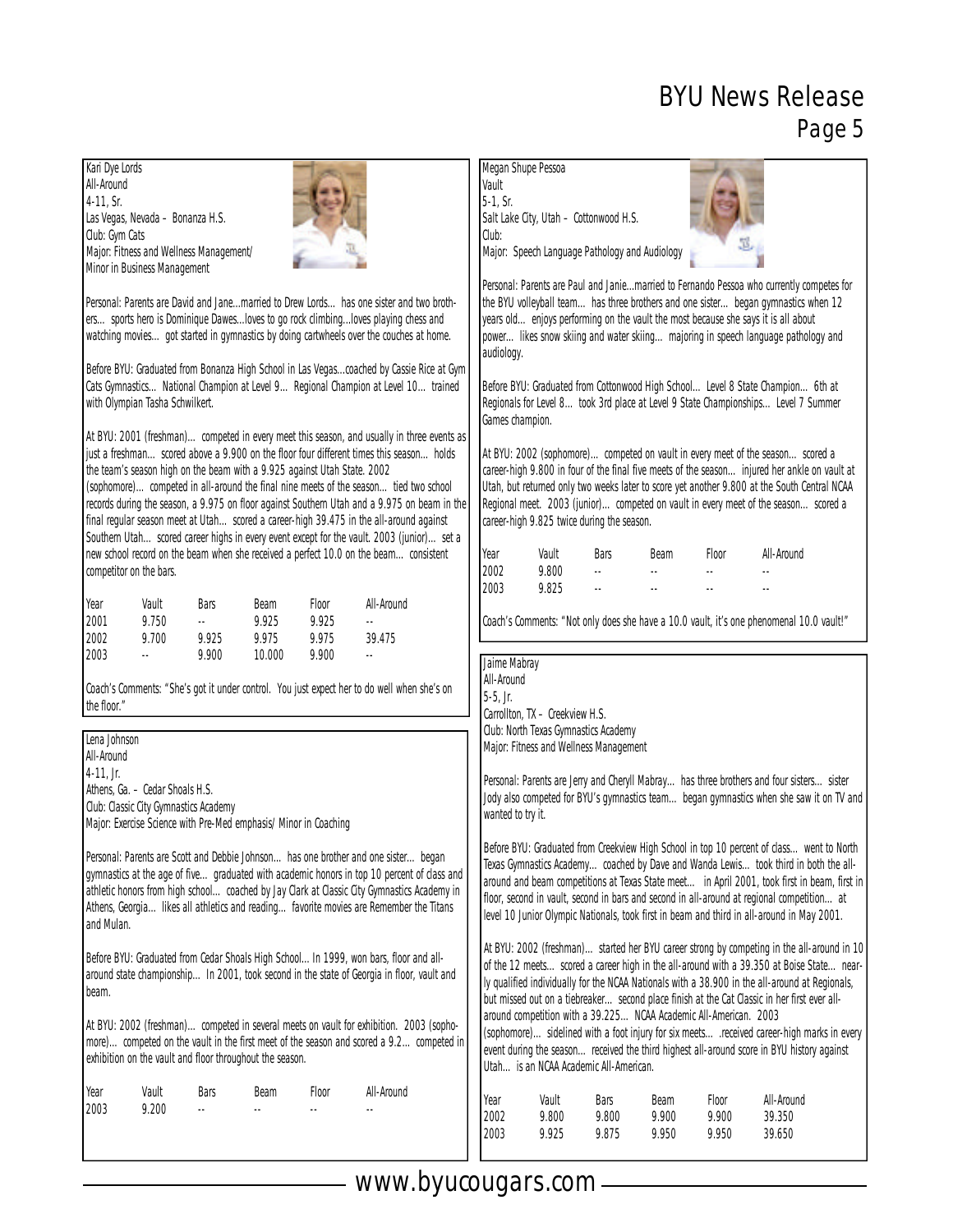Kari Dye Lords
All-Around
4-11, Sr.
Las Vegas, Nevada – Bonanza H.S.
Club: Gym Cats
Major: Fitness and Wellness Management/
Minor in Business Management

Personal: Parents are David and Jane...married to Drew Lords... has one sister and two brothers... sports hero is Dominique Dawes...loves to go rock climbing...loves playing chess and watching movies... got started in gymnastics by doing cartwheels over the couches at home.

Before BYU: Graduated from Bonanza High School in Las Vegas...coached by Cassie Rice at Gym Cats Gymnastics... National Champion at Level 9... Regional Champion at Level 10... trained with Olympian Tasha Schwilkert.

At BYU: 2001 (freshman)... competed in every meet this season, and usually in three events as just a freshman... scored above a 9.900 on the floor four different times this season... holds the team's season high on the beam with a 9.925 against Utah State. 2002 (sophomore)... competed in all-around the final nine meets of the season... tied two school records during the season, a 9.975 on floor against Southern Utah and a 9.975 on beam in the final regular season meet at Utah... scored a career-high 39.475 in the all-around against Southern Utah... scored career highs in every event except for the vault. 2003 (junior)... set a new school record on the beam when she received a perfect 10.0 on the beam... consistent competitor on the bars.

| Year | Vault | Bars | Beam | Floor | All-Around |
|---|---|---|---|---|---|
| 2001 | 9.750 | -- | 9.925 | 9.925 | -- |
| 2002 | 9.700 | 9.925 | 9.975 | 9.975 | 39.475 |
| 2003 | -- | 9.900 | 10.000 | 9.900 | -- |

Coach's Comments: "She's got it under control. You just expect her to do well when she's on the floor."

Lena Johnson
All-Around
4-11, Jr.
Athens, Ga. – Cedar Shoals H.S.
Club: Classic City Gymnastics Academy
Major: Exercise Science with Pre-Med emphasis/ Minor in Coaching

Personal: Parents are Scott and Debbie Johnson... has one brother and one sister... began gymnastics at the age of five... graduated with academic honors in top 10 percent of class and athletic honors from high school... coached by Jay Clark at Classic City Gymnastics Academy in Athens, Georgia... likes all athletics and reading... favorite movies are Remember the Titans and Mulan.

Before BYU: Graduated from Cedar Shoals High School... In 1999, won bars, floor and all-around state championship... In 2001, took second in the state of Georgia in floor, vault and beam.

At BYU: 2002 (freshman)... competed in several meets on vault for exhibition. 2003 (sophomore)... competed on the vault in the first meet of the season and scored a 9.2... competed in exhibition on the vault and floor throughout the season.

| Year | Vault | Bars | Beam | Floor | All-Around |
|---|---|---|---|---|---|
| 2003 | 9.200 | -- | -- | -- | -- |

Megan Shupe Pessoa
Vault
5-1, Sr.
Salt Lake City, Utah – Cottonwood H.S.
Club:
Major: Speech Language Pathology and Audiology

Personal: Parents are Paul and Janie...married to Fernando Pessoa who currently competes for the BYU volleyball team... has three brothers and one sister... began gymnastics when 12 years old... enjoys performing on the vault the most because she says it is all about power... likes snow skiing and water skiing... majoring in speech language pathology and audiology.

Before BYU: Graduated from Cottonwood High School... Level 8 State Champion... 6th at Regionals for Level 8... took 3rd place at Level 9 State Championships... Level 7 Summer Games champion.

At BYU: 2002 (sophomore)... competed on vault in every meet of the season... scored a career-high 9.800 in four of the final five meets of the season... injured her ankle on vault at Utah, but returned only two weeks later to score yet another 9.800 at the South Central NCAA Regional meet. 2003 (junior)... competed on vault in every meet of the season... scored a career-high 9.825 twice during the season.

| Year | Vault | Bars | Beam | Floor | All-Around |
|---|---|---|---|---|---|
| 2002 | 9.800 | -- | -- | -- | -- |
| 2003 | 9.825 | -- | -- | -- | -- |

Coach's Comments: "Not only does she have a 10.0 vault, it's one phenomenal 10.0 vault!"

Jaime Mabray
All-Around
5-5, Jr.
Carrollton, TX – Creekview H.S.
Club: North Texas Gymnastics Academy
Major: Fitness and Wellness Management

Personal: Parents are Jerry and Cheryll Mabray... has three brothers and four sisters... sister Jody also competed for BYU's gymnastics team... began gymnastics when she saw it on TV and wanted to try it.

Before BYU: Graduated from Creekview High School in top 10 percent of class... went to North Texas Gymnastics Academy... coached by Dave and Wanda Lewis... took third in both the all-around and beam competitions at Texas State meet... in April 2001, took first in beam, first in floor, second in vault, second in bars and second in all-around at regional competition... at level 10 Junior Olympic Nationals, took first in beam and third in all-around in May 2001.

At BYU: 2002 (freshman)... started her BYU career strong by competing in the all-around in 10 of the 12 meets... scored a career high in the all-around with a 39.350 at Boise State... nearly qualified individually for the NCAA Nationals with a 38.900 in the all-around at Regionals, but missed out on a tiebreaker... second place finish at the Cat Classic in her first ever all-around competition with a 39.225... NCAA Academic All-American. 2003 (sophomore)... sidelined with a foot injury for six meets... .received career-high marks in every event during the season... received the third highest all-around score in BYU history against Utah... is an NCAA Academic All-American.

| Year | Vault | Bars | Beam | Floor | All-Around |
|---|---|---|---|---|---|
| 2002 | 9.800 | 9.800 | 9.900 | 9.900 | 39.350 |
| 2003 | 9.925 | 9.875 | 9.950 | 9.950 | 39.650 |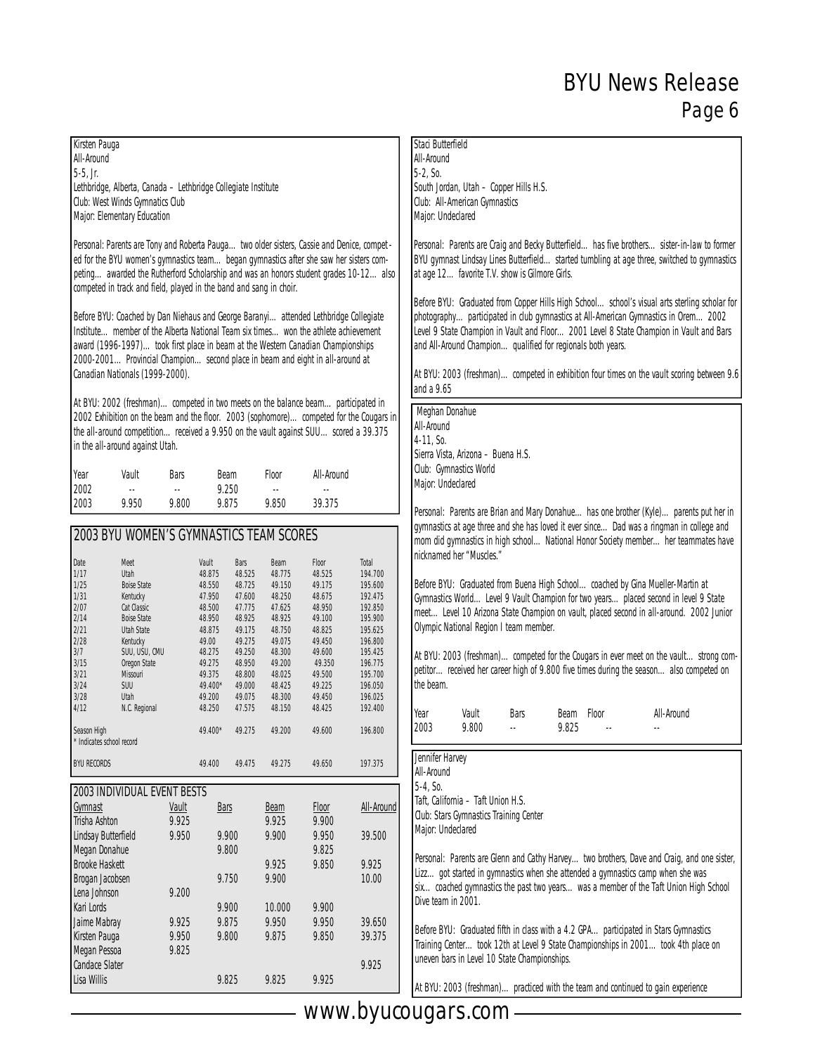Kirsten Pauga
All-Around
5-5, Jr.
Lethbridge, Alberta, Canada – Lethbridge Collegiate Institute
Club: West Winds Gymnastics Club
Major: Elementary Education

Personal: Parents are Tony and Roberta Pauga... two older sisters, Cassie and Denice, competed for the BYU women's gymnastics team... began gymnastics after she saw her sisters competing... awarded the Rutherford Scholarship and was an honors student grades 10-12... also competed in track and field, played in the band and sang in choir.

Before BYU: Coached by Dan Niehaus and George Baranyi... attended Lethbridge Collegiate Institute... member of the Alberta National Team six times... won the athlete achievement award (1996-1997)... took first place in beam at the Western Canadian Championships 2000-2001... Provincial Champion... second place in beam and eight in all-around at Canadian Nationals (1999-2000).

At BYU: 2002 (freshman)... competed in two meets on the balance beam... participated in 2002 Exhibition on the beam and the floor. 2003 (sophomore)... competed for the Cougars in the all-around competition... received a 9.950 on the vault against SUU... scored a 39.375 in the all-around against Utah.

| Year | Vault | Bars | Beam | Floor | All-Around |
|---|---|---|---|---|---|
| 2002 | -- | -- | 9.250 | -- | -- |
| 2003 | 9.950 | 9.800 | 9.875 | 9.850 | 39.375 |

## 2003 BYU WOMEN'S GYMNASTICS TEAM SCORES

| Date | Meet | Vault | Bars | Beam | Floor | Total |
|---|---|---|---|---|---|---|
| 1/17 | Utah | 48.875 | 48.525 | 48.775 | 48.525 | 194.700 |
| 1/25 | Boise State | 48.550 | 48.725 | 49.150 | 49.175 | 195.600 |
| 1/31 | Kentucky | 47.950 | 47.600 | 48.250 | 48.675 | 192.475 |
| 2/07 | Cat Classic | 48.500 | 47.775 | 47.625 | 48.950 | 192.850 |
| 2/14 | Boise State | 48.950 | 48.925 | 48.925 | 49.100 | 195.900 |
| 2/21 | Utah State | 48.875 | 49.175 | 48.750 | 48.825 | 195.625 |
| 2/28 | Kentucky | 49.00 | 49.275 | 49.075 | 49.450 | 196.800 |
| 3/7 | SUU, USU, CMU | 48.275 | 49.250 | 48.300 | 49.600 | 195.425 |
| 3/15 | Oregon State | 49.275 | 48.950 | 49.200 | 49.350 | 196.775 |
| 3/21 | Missouri | 49.375 | 48.800 | 48.025 | 49.500 | 195.700 |
| 3/24 | SUU | 49.400* | 49.000 | 48.425 | 49.225 | 196.050 |
| 3/28 | Utah | 49.200 | 49.075 | 48.300 | 49.450 | 196.025 |
| 4/12 | N.C. Regional | 48.250 | 47.575 | 48.150 | 48.425 | 192.400 |
| Season High | | 49.400* | 49.275 | 49.200 | 49.600 | 196.800 |
| BYU RECORDS | | 49.400 | 49.475 | 49.275 | 49.650 | 197.375 |

\* Indicates school record

## 2003 INDIVIDUAL EVENT BESTS

| Gymnast | Vault | Bars | Beam | Floor | All-Around |
|---|---|---|---|---|---|
| Trisha Ashton | 9.925 | | 9.925 | 9.900 | |
| Lindsay Butterfield | 9.950 | 9.900 | 9.900 | 9.950 | 39.500 |
| Megan Donahue | | 9.800 | | 9.825 | |
| Brooke Haskett | | | 9.925 | 9.850 | 9.925 |
| Brogan Jacobsen | | 9.750 | 9.900 | | 10.00 |
| Lena Johnson | 9.200 | | | | |
| Kari Lords | | 9.900 | 10.000 | 9.900 | |
| Jaime Mabray | 9.925 | 9.875 | 9.950 | 9.950 | 39.650 |
| Kirsten Pauga | 9.950 | 9.800 | 9.875 | 9.850 | 39.375 |
| Megan Pessoa | 9.825 | | | | |
| Candace Slater | | | | | 9.925 |
| Lisa Willis | | 9.825 | 9.825 | 9.925 | |

Staci Butterfield
All-Around
5-2, So.
South Jordan, Utah – Copper Hills H.S.
Club: All-American Gymnastics
Major: Undeclared

Personal: Parents are Craig and Becky Butterfield... has five brothers... sister-in-law to former BYU gymnast Lindsay Lines Butterfield... started tumbling at age three, switched to gymnastics at age 12... favorite T.V. show is Gilmore Girls.

Before BYU: Graduated from Copper Hills High School... school's visual arts sterling scholar for photography... participated in club gymnastics at All-American Gymnastics in Orem... 2002 Level 9 State Champion in Vault and Floor... 2001 Level 8 State Champion in Vault and Bars and All-Around Champion... qualified for regionals both years.

At BYU: 2003 (freshman)... competed in exhibition four times on the vault scoring between 9.6 and a 9.65

Meghan Donahue
All-Around
4-11, So.
Sierra Vista, Arizona – Buena H.S.
Club: Gymnastics World
Major: Undeclared

Personal: Parents are Brian and Mary Donahue... has one brother (Kyle)... parents put her in gymnastics at age three and she has loved it ever since... Dad was a ringman in college and mom did gymnastics in high school... National Honor Society member... her teammates have nicknamed her "Muscles."

Before BYU: Graduated from Buena High School... coached by Gina Mueller-Martin at Gymnastics World... Level 9 Vault Champion for two years... placed second in level 9 State meet... Level 10 Arizona State Champion on vault, placed second in all-around. 2002 Junior Olympic National Region I team member.

At BYU: 2003 (freshman)... competed for the Cougars in ever meet on the vault... strong competitor... received her career high of 9.800 five times during the season... also competed on the beam.

| Year | Vault | Bars | Beam | Floor | All-Around |
|---|---|---|---|---|---|
| 2003 | 9.800 | -- | 9.825 | -- | -- |

Jennifer Harvey
All-Around
5-4, So.
Taft, California – Taft Union H.S.
Club: Stars Gymnastics Training Center
Major: Undeclared

Personal: Parents are Glenn and Cathy Harvey... two brothers, Dave and Craig, and one sister, Lizz... got started in gymnastics when she attended a gymnastics camp when she was six... coached gymnastics the past two years... was a member of the Taft Union High School Dive team in 2001.

Before BYU: Graduated fifth in class with a 4.2 GPA... participated in Stars Gymnastics Training Center... took 12th at Level 9 State Championships in 2001... took 4th place on uneven bars in Level 10 State Championships.

At BYU: 2003 (freshman)... practiced with the team and continued to gain experience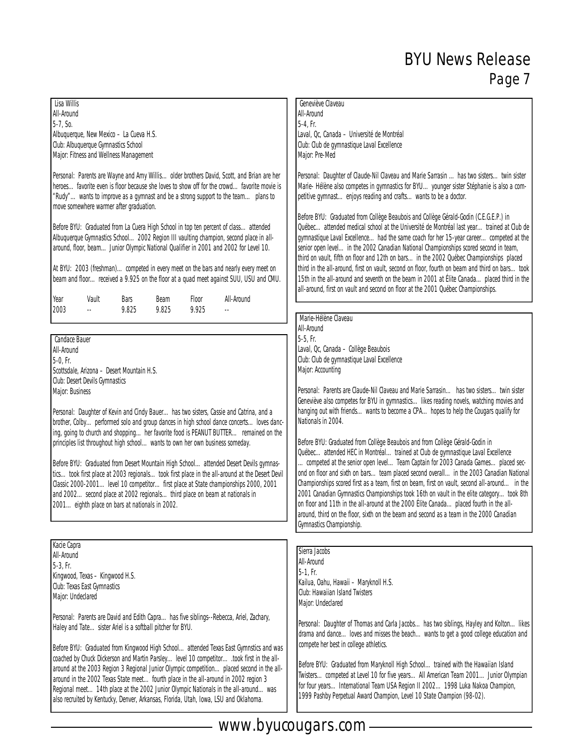Lisa Willis
All-Around
5-7, So.
Albuquerque, New Mexico – La Cueva H.S.
Club: Albuquerque Gymnastics School
Major: Fitness and Wellness Management

Personal: Parents are Wayne and Amy Willis... older brothers David, Scott, and Brian are her heroes... favorite even is floor because she loves to show off for the crowd... favorite movie is "Rudy"... wants to improve as a gymnast and be a strong support to the team... plans to move somewhere warmer after graduation.

Before BYU: Graduated from La Cuera High School in top ten percent of class... attended Albuquerque Gymnastics School... 2002 Region III vaulting champion, second place in all-around, floor, beam... Junior Olympic National Qualifier in 2001 and 2002 for Level 10.

At BYU: 2003 (freshman)... competed in every meet on the bars and nearly every meet on beam and floor... received a 9.925 on the floor at a quad meet against SUU, USU and CMU.

| Year | Vault | Bars | Beam | Floor | All-Around |
|---|---|---|---|---|---|
| 2003 | -- | 9.825 | 9.825 | 9.925 | -- |

Candace Bauer
All-Around
5-0, Fr.
Scottsdale, Arizona – Desert Mountain H.S.
Club: Desert Devils Gymnastics
Major: Business

Personal: Daughter of Kevin and Cindy Bauer... has two sisters, Cassie and Catrina, and a brother, Colby... performed solo and group dances in high school dance concerts... loves dancing, going to church and shopping... her favorite food is PEANUT BUTTER... remained on the principles list throughout high school... wants to own her own business someday.

Before BYU: Graduated from Desert Mountain High School... attended Desert Devils gymnastics... took first place at 2003 regionals... took first place in the all-around at the Desert Devil Classic 2000-2001... level 10 competitor... first place at State championships 2000, 2001 and 2002... second place at 2002 regionals... third place on beam at nationals in 2001... eighth place on bars at nationals in 2002.

Kacie Capra
All-Around
5-3, Fr.
Kingwood, Texas – Kingwood H.S.
Club: Texas East Gymnastics
Major: Undeclared

Personal: Parents are David and Edith Capra... has five siblings--Rebecca, Ariel, Zachary, Haley and Tate... sister Ariel is a softball pitcher for BYU.

Before BYU: Graduated from Kingwood High School... attended Texas East Gymnstics and was coached by Chuck Dickerson and Martin Parsley... level 10 competitor... .took first in the all-around at the 2003 Region 3 Regional Junior Olympic competition... placed second in the all-around in the 2002 Texas State meet... fourth place in the all-around in 2002 region 3 Regional meet... 14th place at the 2002 Junior Olympic Nationals in the all-around... was also recruited by Kentucky, Denver, Arkansas, Florida, Utah, Iowa, LSU and Oklahoma.

Geneviève Claveau
All-Around
5-4, Fr.
Laval, Qc, Canada – Université de Montréal
Club: Club de gymnastique Laval Excellence
Major: Pre-Med

Personal: Daughter of Claude-Nil Claveau and Marie Sarrasin ... has two sisters... twin sister Marie- Hélène also competes in gymnastics for BYU... younger sister Stéphanie is also a competitive gymnast... enjoys reading and crafts... wants to be a doctor.

Before BYU: Graduated from Collège Beaubois and Collège Gérald-Godin (C.E.G.E.P.) in Québec... attended medical school at the Université de Montréal last year... trained at Club de gymnastique Laval Excellence... had the same coach for her 15-year career... competed at the senior open level... in the 2002 Canadian National Championships scored second in team, third on vault, fifth on floor and 12th on bars... in the 2002 Québec Championships placed third in the all-around, first on vault, second on floor, fourth on beam and third on bars... took 15th in the all-around and seventh on the beam in 2001 at Élite Canada... placed third in the all-around, first on vault and second on floor at the 2001 Québec Championships.

Marie-Hélène Claveau
All-Around
5-5, Fr.
Laval, Qc, Canada – Collège Beaubois
Club: Club de gymnastique Laval Excellence
Major: Accounting

Personal: Parents are Claude-Nil Claveau and Marie Sarrasin... has two sisters... twin sister Geneviève also competes for BYU in gymnastics... likes reading novels, watching movies and hanging out with friends... wants to become a CPA... hopes to help the Cougars qualify for Nationals in 2004.

Before BYU: Graduated from Collège Beaubois and from Collège Gérald-Godin in Québec... attended HEC in Montréal... trained at Club de gymnastique Laval Excellence ... competed at the senior open level... Team Captain for 2003 Canada Games... placed second on floor and sixth on bars... team placed second overall... in the 2003 Canadian National Championships scored first as a team, first on beam, first on vault, second all-around... in the 2001 Canadian Gymnastics Championships took 16th on vault in the elite category... took 8th on floor and 11th in the all-around at the 2000 Élite Canada... placed fourth in the all-around, third on the floor, sixth on the beam and second as a team in the 2000 Canadian Gymnastics Championship.

Sierra Jacobs
All-Around
5-1, Fr.
Kailua, Oahu, Hawaii – Maryknoll H.S.
Club: Hawaiian Island Twisters
Major: Undeclared

Personal: Daughter of Thomas and Carla Jacobs... has two siblings, Hayley and Kolton... likes drama and dance... loves and misses the beach... wants to get a good college education and compete her best in college athletics.

Before BYU: Graduated from Maryknoll High School... trained with the Hawaiian Island Twisters... competed at Level 10 for five years... All American Team 2001... Junior Olympian for four years... International Team USA Region II 2002... 1998 Luka Nakoa Champion, 1999 Pashby Perpetual Award Champion, Level 10 State Champion (98-02).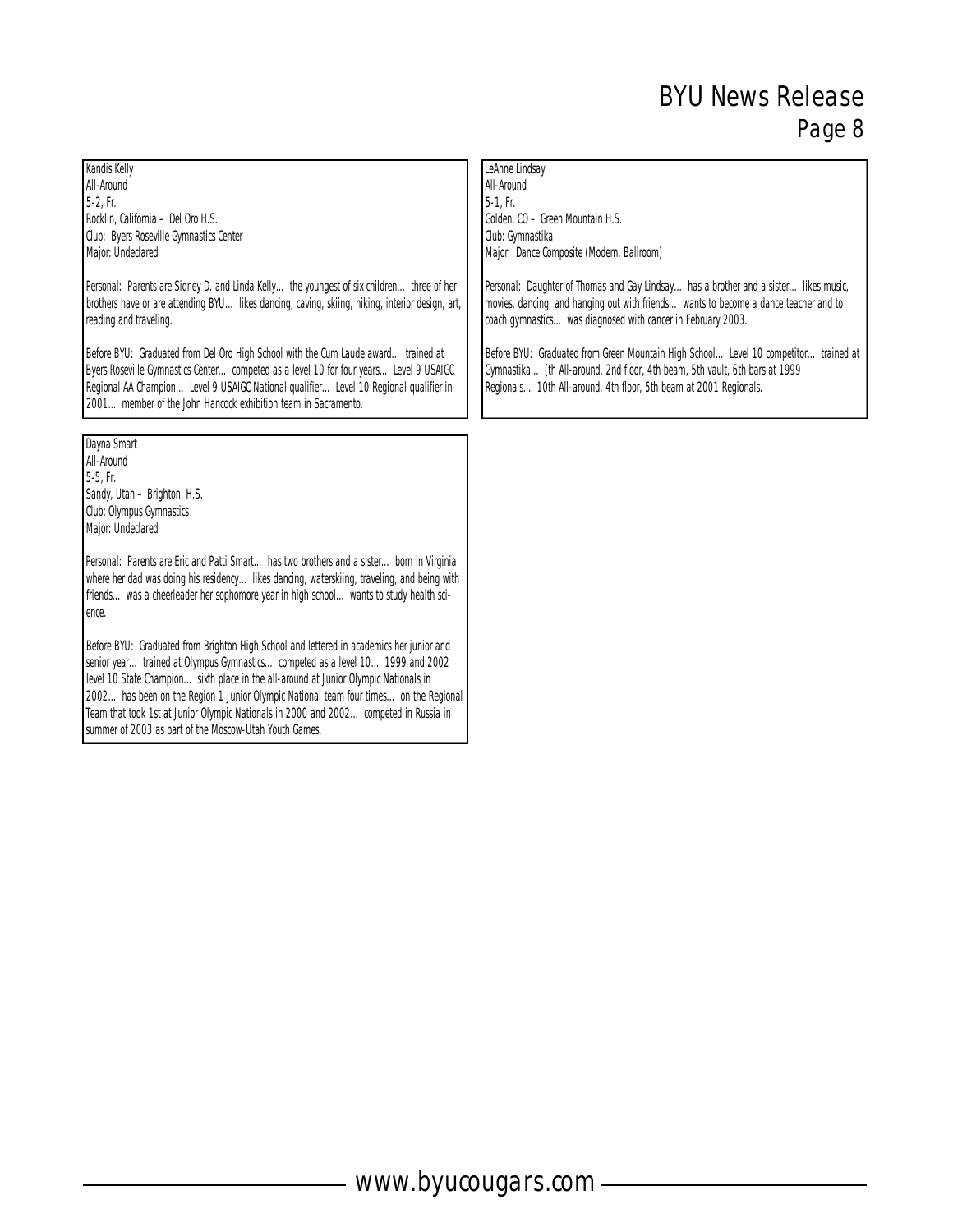Kandis Kelly
All-Around
5-2, Fr.
Rocklin, California – Del Oro H.S.
Club: Byers Roseville Gymnastics Center
Major: Undeclared

Personal: Parents are Sidney D. and Linda Kelly... the youngest of six children... three of her brothers have or are attending BYU... likes dancing, caving, skiing, hiking, interior design, art, reading and traveling.

Before BYU: Graduated from Del Oro High School with the Cum Laude award... trained at Byers Roseville Gymnastics Center... competed as a level 10 for four years... Level 9 USAIGC Regional AA Champion... Level 9 USAIGC National qualifier... Level 10 Regional qualifier in 2001... member of the John Hancock exhibition team in Sacramento.

LeAnne Lindsay
All-Around
5-1, Fr.
Golden, CO – Green Mountain H.S.
Club: Gymnastika
Major: Dance Composite (Modern, Ballroom)

Personal: Daughter of Thomas and Gay Lindsay... has a brother and a sister... likes music, movies, dancing, and hanging out with friends... wants to become a dance teacher and to coach gymnastics... was diagnosed with cancer in February 2003.

Before BYU: Graduated from Green Mountain High School... Level 10 competitor... trained at Gymnastika... (th All-around, 2nd floor, 4th beam, 5th vault, 6th bars at 1999 Regionals... 10th All-around, 4th floor, 5th beam at 2001 Regionals.

Dayna Smart
All-Around
5-5, Fr.
Sandy, Utah – Brighton, H.S.
Club: Olympus Gymnastics
Major: Undeclared

Personal: Parents are Eric and Patti Smart... has two brothers and a sister... born in Virginia where her dad was doing his residency... likes dancing, waterskiing, traveling, and being with friends... was a cheerleader her sophomore year in high school... wants to study health science.

Before BYU: Graduated from Brighton High School and lettered in academics her junior and senior year... trained at Olympus Gymnastics... competed as a level 10... 1999 and 2002 level 10 State Champion... sixth place in the all-around at Junior Olympic Nationals in 2002... has been on the Region 1 Junior Olympic National team four times... on the Regional Team that took 1st at Junior Olympic Nationals in 2000 and 2002... competed in Russia in summer of 2003 as part of the Moscow-Utah Youth Games.